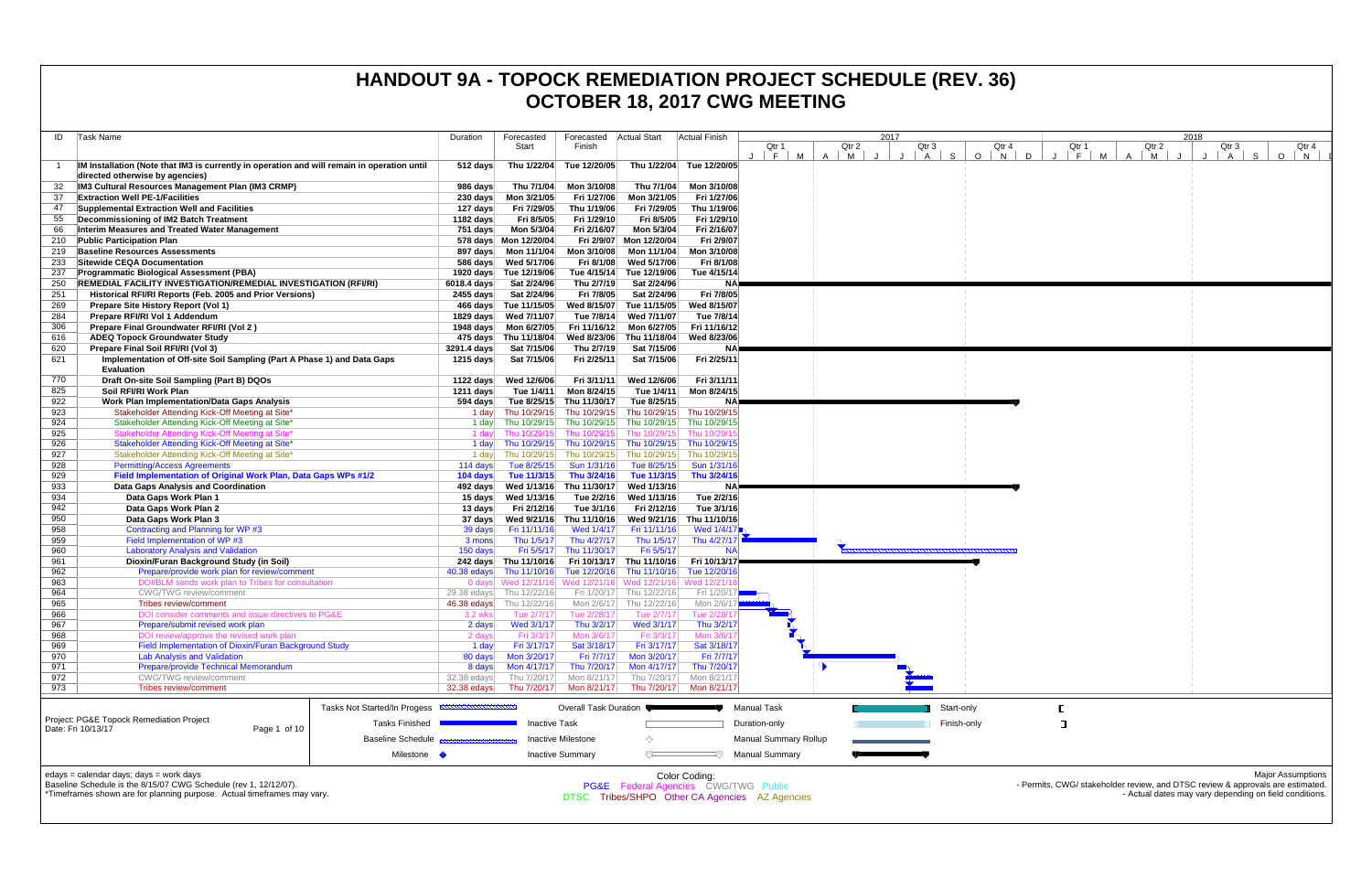# HANDOUT 9A - TOPOCK REMEDIATION PROJECT SCHEDULE (REV. 36)
# OCTOBER 18, 2017 CWG MEETING

| ID | Task Name | Duration | Forecasted Start | Forecasted Finish | Actual Start | Actual Finish |
|---|---|---|---|---|---|---|
| 1 | **IM Installation (Note that IM3 is currently in operation and will remain in operation until directed otherwise by agencies)** | 512 days | Thu 1/22/04 | Tue 12/20/05 | Thu 1/22/04 | Tue 12/20/05 |
| 32 | **IM3 Cultural Resources Management Plan (IM3 CRMP)** | 986 days | Thu 7/1/04 | Mon 3/10/08 | Thu 7/1/04 | Mon 3/10/08 |
| 37 | **Extraction Well PE-1/Facilities** | 230 days | Mon 3/21/05 | Fri 1/27/06 | Mon 3/21/05 | Fri 1/27/06 |
| 47 | **Supplemental Extraction Well and Facilities** | 127 days | Fri 7/29/05 | Thu 1/19/06 | Fri 7/29/05 | Thu 1/19/06 |
| 55 | **Decommissioning of IM2 Batch Treatment** | 1182 days | Fri 8/5/05 | Fri 1/29/10 | Fri 8/5/05 | Fri 1/29/10 |
| 66 | **Interim Measures and Treated Water Management** | 751 days | Mon 5/3/04 | Fri 2/16/07 | Mon 5/3/04 | Fri 2/16/07 |
| 210 | **Public Participation Plan** | 578 days | Mon 12/20/04 | Fri 2/9/07 | Mon 12/20/04 | Fri 2/9/07 |
| 219 | **Baseline Resources Assessments** | 897 days | Mon 11/1/04 | Mon 3/10/08 | Mon 11/1/04 | Mon 3/10/08 |
| 233 | **Sitewide CEQA Documentation** | 586 days | Wed 5/17/06 | Fri 8/1/08 | Wed 5/17/06 | Fri 8/1/08 |
| 237 | **Programmatic Biological Assessment (PBA)** | 1920 days | Tue 12/19/06 | Tue 4/15/14 | Tue 12/19/06 | Tue 4/15/14 |
| 250 | **REMEDIAL FACILITY INVESTIGATION/REMEDIAL INVESTIGATION (RFI/RI)** | 6018.4 days | Sat 2/24/96 | Thu 2/7/19 | Sat 2/24/96 | NA |
| 251 | **Historical RFI/RI Reports (Feb. 2005 and Prior Versions)** | 2455 days | Sat 2/24/96 | Fri 7/8/05 | Sat 2/24/96 | Fri 7/8/05 |
| 269 | **Prepare Site History Report (Vol 1)** | 466 days | Tue 11/15/05 | Wed 8/15/07 | Tue 11/15/05 | Wed 8/15/07 |
| 284 | **Prepare RFI/RI Vol 1 Addendum** | 1829 days | Wed 7/11/07 | Tue 7/8/14 | Wed 7/11/07 | Tue 7/8/14 |
| 306 | **Prepare Final Groundwater RFI/RI (Vol 2 )** | 1948 days | Mon 6/27/05 | Fri 11/16/12 | Mon 6/27/05 | Fri 11/16/12 |
| 616 | **ADEQ Topock Groundwater Study** | 475 days | Thu 11/18/04 | Wed 8/23/06 | Thu 11/18/04 | Wed 8/23/06 |
| 620 | **Prepare Final Soil RFI/RI (Vol 3)** | 3291.4 days | Sat 7/15/06 | Thu 2/7/19 | Sat 7/15/06 | NA |
| 621 | **Implementation of Off-site Soil Sampling (Part A Phase 1) and Data Gaps Evaluation** | 1215 days | Sat 7/15/06 | Fri 2/25/11 | Sat 7/15/06 | Fri 2/25/11 |
| 770 | **Draft On-site Soil Sampling (Part B) DQOs** | 1122 days | Wed 12/6/06 | Fri 3/11/11 | Wed 12/6/06 | Fri 3/11/11 |
| 825 | **Soil RFI/RI Work Plan** | 1211 days | Tue 1/4/11 | Mon 8/24/15 | Tue 1/4/11 | Mon 8/24/15 |
| 922 | **Work Plan Implementation/Data Gaps Analysis** | 594 days | Tue 8/25/15 | Thu 11/30/17 | Tue 8/25/15 | NA |
| 923 | Stakeholder Attending Kick-Off Meeting at Site* | 1 day | Thu 10/29/15 | Thu 10/29/15 | Thu 10/29/15 | Thu 10/29/15 |
| 924 | Stakeholder Attending Kick-Off Meeting at Site* | 1 day | Thu 10/29/15 | Thu 10/29/15 | Thu 10/29/15 | Thu 10/29/15 |
| 925 | Stakeholder Attending Kick-Off Meeting at Site* | 1 day | Thu 10/29/15 | Thu 10/29/15 | Thu 10/29/15 | Thu 10/29/15 |
| 926 | Stakeholder Attending Kick-Off Meeting at Site* | 1 day | Thu 10/29/15 | Thu 10/29/15 | Thu 10/29/15 | Thu 10/29/15 |
| 927 | Stakeholder Attending Kick-Off Meeting at Site* | 1 day | Thu 10/29/15 | Thu 10/29/15 | Thu 10/29/15 | Thu 10/29/15 |
| 928 | Permitting/Access Agreements | 114 days | Tue 8/25/15 | Sun 1/31/16 | Tue 8/25/15 | Sun 1/31/16 |
| 929 | **Field Implementation of Original Work Plan, Data Gaps WPs #1/2** | 104 days | Tue 11/3/15 | Thu 3/24/16 | Tue 11/3/15 | Thu 3/24/16 |
| 933 | **Data Gaps Analysis and Coordination** | 492 days | Wed 1/13/16 | Thu 11/30/17 | Wed 1/13/16 | NA |
| 934 | **Data Gaps Work Plan 1** | 15 days | Wed 1/13/16 | Tue 2/2/16 | Wed 1/13/16 | Tue 2/2/16 |
| 942 | **Data Gaps Work Plan 2** | 13 days | Fri 2/12/16 | Tue 3/1/16 | Fri 2/12/16 | Tue 3/1/16 |
| 950 | **Data Gaps Work Plan 3** | 37 days | Wed 9/21/16 | Thu 11/10/16 | Wed 9/21/16 | Thu 11/10/16 |
| 958 | Contracting and Planning for WP #3 | 39 days | Fri 11/11/16 | Wed 1/4/17 | Fri 11/11/16 | Wed 1/4/17 |
| 959 | Field Implementation of WP #3 | 3 mons | Thu 1/5/17 | Thu 4/27/17 | Thu 1/5/17 | Thu 4/27/17 |
| 960 | Laboratory Analysis and Validation | 150 days | Fri 5/5/17 | Thu 11/30/17 | Fri 5/5/17 | NA |
| 961 | **Dioxin/Furan Background Study (in Soil)** | 242 days | Thu 11/10/16 | Fri 10/13/17 | Thu 11/10/16 | Fri 10/13/17 |
| 962 | Prepare/provide work plan for review/comment | 40.38 edays | Thu 11/10/16 | Tue 12/20/16 | Thu 11/10/16 | Tue 12/20/16 |
| 963 | DOI/BLM sends work plan to Tribes for consultation | 0 days | Wed 12/21/16 | Wed 12/21/16 | Wed 12/21/16 | Wed 12/21/16 |
| 964 | CWG/TWG review/comment | 29.38 edays | Thu 12/22/16 | Fri 1/20/17 | Thu 12/22/16 | Fri 1/20/17 |
| 965 | Tribes review/comment | 46.38 edays | Thu 12/22/16 | Mon 2/6/17 | Thu 12/22/16 | Mon 2/6/17 |
| 966 | DOI consider comments and issue directives to PG&E | 3.2 wks | Tue 2/7/17 | Tue 2/28/17 | Tue 2/7/17 | Tue 2/28/17 |
| 967 | Prepare/submit revised work plan | 2 days | Wed 3/1/17 | Thu 3/2/17 | Wed 3/1/17 | Thu 3/2/17 |
| 968 | DOI review/approve the revised work plan | 2 days | Fri 3/3/17 | Mon 3/6/17 | Fri 3/3/17 | Mon 3/6/17 |
| 969 | Field Implementation of Dioxin/Furan Background Study | 1 day | Fri 3/17/17 | Sat 3/18/17 | Fri 3/17/17 | Sat 3/18/17 |
| 970 | Lab Analysis and Validation | 80 days | Mon 3/20/17 | Fri 7/7/17 | Mon 3/20/17 | Fri 7/7/17 |
| 971 | Prepare/provide Technical Memorandum | 8 days | Mon 4/17/17 | Thu 7/20/17 | Mon 4/17/17 | Thu 7/20/17 |
| 972 | CWG/TWG review/comment | 32.38 edays | Thu 7/20/17 | Mon 8/21/17 | Thu 7/20/17 | Mon 8/21/17 |
| 973 | Tribes review/comment | 32.38 edays | Thu 7/20/17 | Mon 8/21/17 | Thu 7/20/17 | Mon 8/21/17 |

Project: PG&E Topock Remediation Project
Date: Fri 10/13/17

Legend: Tasks Not Started/In Progess; Tasks Finished; Baseline Schedule; Milestone; Overall Task Duration; Inactive Task; Inactive Milestone; Inactive Summary; Manual Task; Duration-only; Manual Summary Rollup; Manual Summary; Start-only; Finish-only

edays = calendar days; days = work days
Baseline Schedule is the 8/15/07 CWG Schedule (rev 1, 12/12/07).
*Timeframes shown are for planning purpose. Actual timeframes may vary.

Color Coding:
PG&E Federal Agencies CWG/TWG Public
DTSC Tribes/SHPO Other CA Agencies AZ Agencies

Major Assumptions
- Permits, CWG/ stakeholder review, and DTSC review & approvals are estimated.
- Actual dates may vary depending on field conditions.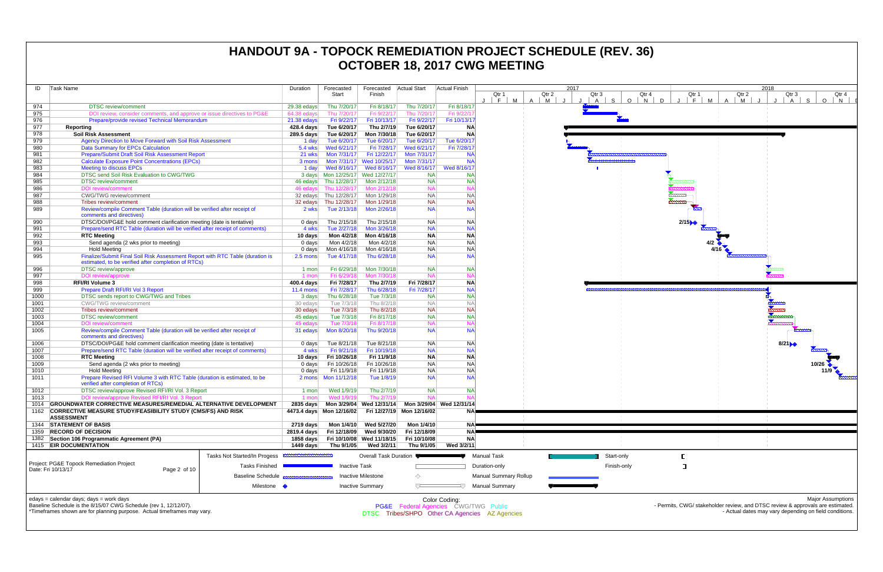# HANDOUT 9A - TOPOCK REMEDIATION PROJECT SCHEDULE (REV. 36)
## OCTOBER 18, 2017 CWG MEETING

| ID | Task Name | Duration | Forecasted Start | Forecasted Finish | Actual Start | Actual Finish |
|---|---|---|---|---|---|---|
| 974 | DTSC review/comment | 29.38 edays | Thu 7/20/17 | Fri 8/18/17 | Thu 7/20/17 | Fri 8/18/17 |
| 975 | DOI review, consider comments, and approve or issue directives to PG&E | 64.38 edays | Thu 7/20/17 | Fri 9/22/17 | Thu 7/20/17 | Fri 9/22/17 |
| 976 | Prepare/provide revised Technical Memorandum | 21.38 edays | Fri 9/22/17 | Fri 10/13/17 | Fri 9/22/17 | Fri 10/13/17 |
| 977 | **Reporting** | **428.4 days** | **Tue 6/20/17** | **Thu 2/7/19** | **Tue 6/20/17** | **NA** |
| 978 | **Soil Risk Assessment** | **289.5 days** | **Tue 6/20/17** | **Mon 7/30/18** | **Tue 6/20/17** | **NA** |
| 979 | Agency Direction to Move Forward with Soil Risk Assessment | 1 day | Tue 6/20/17 | Tue 6/20/17 | Tue 6/20/17 | Tue 6/20/17 |
| 980 | Data Summary for EPCs Calculation | 5.4 wks | Wed 6/21/17 | Fri 7/28/17 | Wed 6/21/17 | Fri 7/28/17 |
| 981 | Prepare/Submit Draft Soil Risk Assessment Report | 21 wks | Mon 7/31/17 | Fri 12/22/17 | Mon 7/31/17 | NA |
| 982 | Calculate Exposure Point Concentrations (EPCs) | 3 mons | Mon 7/31/17 | Wed 10/25/17 | Mon 7/31/17 | NA |
| 983 | Meeting to discuss EPCs | 1 day | Wed 8/16/17 | Wed 8/16/17 | Wed 8/16/17 | Wed 8/16/17 |
| 984 | DTSC send Soil Risk Evaluation to CWG/TWG | 3 days | Mon 12/25/17 | Wed 12/27/17 | NA | NA |
| 985 | DTSC review/comment | 46 edays | Thu 12/28/17 | Mon 2/12/18 | NA | NA |
| 986 | DOI review/comment | 46 edays | Thu 12/28/17 | Mon 2/12/18 | NA | NA |
| 987 | CWG/TWG review/comment | 32 edays | Thu 12/28/17 | Mon 1/29/18 | NA | NA |
| 988 | Tribes review/comment | 32 edays | Thu 12/28/17 | Mon 1/29/18 | NA | NA |
| 989 | Review/compile Comment Table (duration will be verified after receipt of comments and directives) | 2 wks | Tue 2/13/18 | Mon 2/26/18 | NA | NA |
| 990 | DTSC/DOI/PG&E hold comment clarification meeting (date is tentative) | 0 days | Thu 2/15/18 | Thu 2/15/18 | NA | NA |
| 991 | Prepare/send RTC Table (duration will be verified after receipt of comments) | 4 wks | Tue 2/27/18 | Mon 3/26/18 | NA | NA |
| 992 | **RTC Meeting** | **10 days** | **Mon 4/2/18** | **Mon 4/16/18** | **NA** | **NA** |
| 993 | Send agenda (2 wks prior to meeting) | 0 days | Mon 4/2/18 | Mon 4/2/18 | NA | NA |
| 994 | Hold Meeting | 0 days | Mon 4/16/18 | Mon 4/16/18 | NA | NA |
| 995 | Finalize/Submit Final Soil Risk Assessment Report with RTC Table (duration is estimated, to be verified after completion of RTCs) | 2.5 mons | Tue 4/17/18 | Thu 6/28/18 | NA | NA |
| 996 | DTSC review/approve | 1 mon | Fri 6/29/18 | Mon 7/30/18 | NA | NA |
| 997 | DOI review/approve | 1 mon | Fri 6/29/18 | Mon 7/30/18 | NA | NA |
| 998 | **RFI/RI Volume 3** | **400.4 days** | **Fri 7/28/17** | **Thu 2/7/19** | **Fri 7/28/17** | **NA** |
| 999 | Prepare Draft RFI/RI Vol 3 Report | 11.4 mons | Fri 7/28/17 | Thu 6/28/18 | Fri 7/28/17 | NA |
| 1000 | DTSC sends report to CWG/TWG and Tribes | 3 days | Thu 6/28/18 | Tue 7/3/18 | NA | NA |
| 1001 | CWG/TWG review/comment | 30 edays | Tue 7/3/18 | Thu 8/2/18 | NA | NA |
| 1002 | Tribes review/comment | 30 edays | Tue 7/3/18 | Thu 8/2/18 | NA | NA |
| 1003 | DTSC review/comment | 45 edays | Tue 7/3/18 | Fri 8/17/18 | NA | NA |
| 1004 | DOI review/comment | 45 edays | Tue 7/3/18 | Fri 8/17/18 | NA | NA |
| 1005 | Review/compile Comment Table (duration will be verified after receipt of comments and directives) | 31 edays | Mon 8/20/18 | Thu 9/20/18 | NA | NA |
| 1006 | DTSC/DOI/PG&E hold comment clarification meeting (date is tentative) | 0 days | Tue 8/21/18 | Tue 8/21/18 | NA | NA |
| 1007 | Prepare/send RTC Table (duration will be verified after receipt of comments) | 4 wks | Fri 9/21/18 | Fri 10/19/18 | NA | NA |
| 1008 | **RTC Meeting** | **10 days** | **Fri 10/26/18** | **Fri 11/9/18** | **NA** | **NA** |
| 1009 | Send agenda (2 wks prior to meeting) | 0 days | Fri 10/26/18 | Fri 10/26/18 | NA | NA |
| 1010 | Hold Meeting | 0 days | Fri 11/9/18 | Fri 11/9/18 | NA | NA |
| 1011 | Prepare Revised RFI Volume 3 with RTC Table (duration is estimated, to be verified after completion of RTCs) | 2 mons | Mon 11/12/18 | Tue 1/8/19 | NA | NA |
| 1012 | DTSC review/approve Revised RFI/RI Vol. 3 Report | 1 mon | Wed 1/9/19 | Thu 2/7/19 | NA | NA |
| 1013 | DOI review/approve Revised RFI/RI Vol. 3 Report | 1 mon | Wed 1/9/19 | Thu 2/7/19 | NA | NA |
| 1014 | **GROUNDWATER CORRECTIVE MEASURES/REMEDIAL ALTERNATIVE DEVELOPMENT** | **2835 days** | **Mon 3/29/04** | **Wed 12/31/14** | **Mon 3/29/04** | **Wed 12/31/14** |
| 1162 | **CORRECTIVE MEASURE STUDY/FEASIBILITY STUDY (CMS/FS) AND RISK ASSESSMENT** | **4473.4 days** | **Mon 12/16/02** | **Fri 12/27/19** | **Mon 12/16/02** | **NA** |
| 1344 | **STATEMENT OF BASIS** | **2719 days** | **Mon 1/4/10** | **Wed 5/27/20** | **Mon 1/4/10** | **NA** |
| 1359 | **RECORD OF DECISION** | **2819.4 days** | **Fri 12/18/09** | **Wed 9/30/20** | **Fri 12/18/09** | **NA** |
| 1382 | **Section 106 Programmatic Agreement (PA)** | **1858 days** | **Fri 10/10/08** | **Wed 11/18/15** | **Fri 10/10/08** | **NA** |
| 1415 | **EIR DOCUMENTATION** | **1449 days** | **Thu 9/1/05** | **Wed 3/2/11** | **Thu 9/1/05** | **Wed 3/2/11** |

Project: PG&E Topock Remediation Project
Date: Fri 10/13/17

Legend: Tasks Not Started/In Progess; Tasks Finished; Baseline Schedule; Milestone; Overall Task Duration; Inactive Task; Inactive Milestone; Inactive Summary; Manual Task; Duration-only; Manual Summary Rollup; Manual Summary; Start-only; Finish-only

edays = calendar days; days = work days
Baseline Schedule is the 8/15/07 CWG Schedule (rev 1, 12/12/07).
*Timeframes shown are for planning purpose. Actual timeframes may vary.

Color Coding:
PG&E Federal Agencies CWG/TWG Public
DTSC Tribes/SHPO Other CA Agencies AZ Agencies

Major Assumptions
- Permits, CWG/ stakeholder review, and DTSC review & approvals are estimated.
- Actual dates may vary depending on field conditions.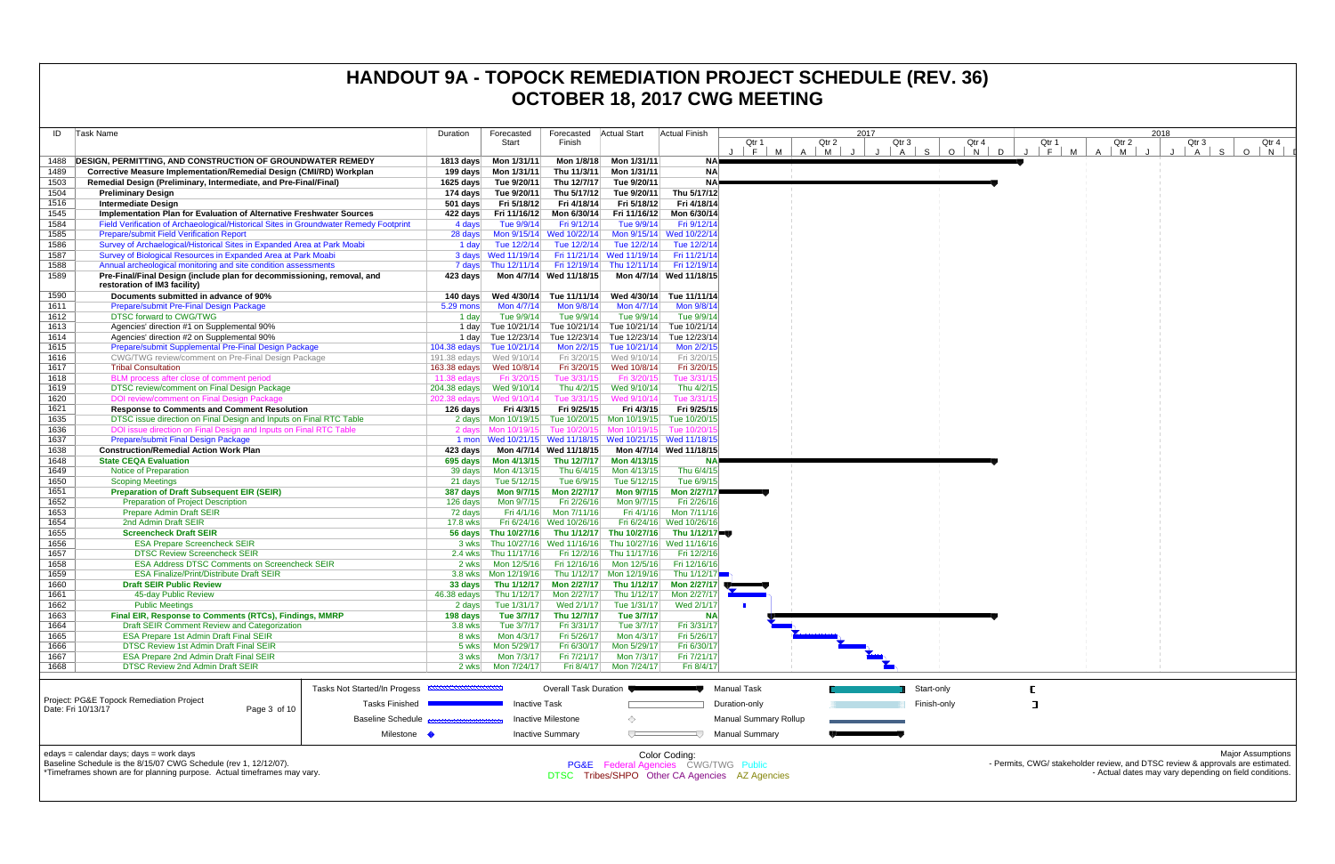# HANDOUT 9A - TOPOCK REMEDIATION PROJECT SCHEDULE (REV. 36)
# OCTOBER 18, 2017 CWG MEETING

| ID | Task Name | Duration | Forecasted Start | Forecasted Finish | Actual Start | Actual Finish |
|---|---|---|---|---|---|---|
| 1488 | **DESIGN, PERMITTING, AND CONSTRUCTION OF GROUNDWATER REMEDY** | **1813 days** | **Mon 1/31/11** | **Mon 1/8/18** | **Mon 1/31/11** | **NA** |
| 1489 | **Corrective Measure Implementation/Remedial Design (CMI/RD) Workplan** | **199 days** | **Mon 1/31/11** | **Thu 11/3/11** | **Mon 1/31/11** | **NA** |
| 1503 | **Remedial Design (Preliminary, Intermediate, and Pre-Final/Final)** | **1625 days** | **Tue 9/20/11** | **Thu 12/7/17** | **Tue 9/20/11** | **NA** |
| 1504 | **Preliminary Design** | **174 days** | **Tue 9/20/11** | **Thu 5/17/12** | **Tue 9/20/11** | **Thu 5/17/12** |
| 1516 | **Intermediate Design** | **501 days** | **Fri 5/18/12** | **Fri 4/18/14** | **Fri 5/18/12** | **Fri 4/18/14** |
| 1545 | **Implementation Plan for Evaluation of Alternative Freshwater Sources** | **422 days** | **Fri 11/16/12** | **Mon 6/30/14** | **Fri 11/16/12** | **Mon 6/30/14** |
| 1584 | Field Verification of Archaeological/Historical Sites in Groundwater Remedy Footprint | 4 days | Tue 9/9/14 | Fri 9/12/14 | Tue 9/9/14 | Fri 9/12/14 |
| 1585 | Prepare/submit Field Verification Report | 28 days | Mon 9/15/14 | Wed 10/22/14 | Mon 9/15/14 | Wed 10/22/14 |
| 1586 | Survey of Archaeological/Historical Sites in Expanded Area at Park Moabi | 1 day | Tue 12/2/14 | Tue 12/2/14 | Tue 12/2/14 | Tue 12/2/14 |
| 1587 | Survey of Biological Resources in Expanded Area at Park Moabi | 3 days | Wed 11/19/14 | Fri 11/21/14 | Wed 11/19/14 | Fri 11/21/14 |
| 1588 | Annual archeological monitoring and site condition assessments | 7 days | Thu 12/11/14 | Fri 12/19/14 | Thu 12/11/14 | Fri 12/19/14 |
| 1589 | **Pre-Final/Final Design (include plan for decommissioning, removal, and restoration of IM3 facility)** | **423 days** | **Mon 4/7/14** | **Wed 11/18/15** | **Mon 4/7/14** | **Wed 11/18/15** |
| 1590 | **Documents submitted in advance of 90%** | **140 days** | **Wed 4/30/14** | **Tue 11/11/14** | **Wed 4/30/14** | **Tue 11/11/14** |
| 1611 | Prepare/submit Pre-Final Design Package | 5.29 mons | Mon 4/7/14 | Mon 9/8/14 | Mon 4/7/14 | Mon 9/8/14 |
| 1612 | DTSC forward to CWG/TWG | 1 day | Tue 9/9/14 | Tue 9/9/14 | Tue 9/9/14 | Tue 9/9/14 |
| 1613 | Agencies' direction #1 on Supplemental 90% | 1 day | Tue 10/21/14 | Tue 10/21/14 | Tue 10/21/14 | Tue 10/21/14 |
| 1614 | Agencies' direction #2 on Supplemental 90% | 1 day | Tue 12/23/14 | Tue 12/23/14 | Tue 12/23/14 | Tue 12/23/14 |
| 1615 | Prepare/submit Supplemental Pre-Final Design Package | 104.38 edays | Tue 10/21/14 | Mon 2/2/15 | Tue 10/21/14 | Mon 2/2/15 |
| 1616 | CWG/TWG review/comment on Pre-Final Design Package | 191.38 edays | Wed 9/10/14 | Fri 3/20/15 | Wed 9/10/14 | Fri 3/20/15 |
| 1617 | Tribal Consultation | 163.38 edays | Wed 10/8/14 | Fri 3/20/15 | Wed 10/8/14 | Fri 3/20/15 |
| 1618 | BLM process after close of comment period | 11.38 edays | Fri 3/20/15 | Tue 3/31/15 | Fri 3/20/15 | Tue 3/31/15 |
| 1619 | DTSC review/comment on Final Design Package | 204.38 edays | Wed 9/10/14 | Thu 4/2/15 | Wed 9/10/14 | Thu 4/2/15 |
| 1620 | DOI review/comment on Final Design Package | 202.38 edays | Wed 9/10/14 | Tue 3/31/15 | Wed 9/10/14 | Tue 3/31/15 |
| 1621 | **Response to Comments and Comment Resolution** | **126 days** | **Fri 4/3/15** | **Fri 9/25/15** | **Fri 4/3/15** | **Fri 9/25/15** |
| 1635 | DTSC issue direction on Final Design and Inputs on Final RTC Table | 2 days | Mon 10/19/15 | Tue 10/20/15 | Mon 10/19/15 | Tue 10/20/15 |
| 1636 | DOI issue direction on Final Design and Inputs on Final RTC Table | 2 days | Mon 10/19/15 | Tue 10/20/15 | Mon 10/19/15 | Tue 10/20/15 |
| 1637 | Prepare/submit Final Design Package | 1 mon | Wed 10/21/15 | Wed 11/18/15 | Wed 10/21/15 | Wed 11/18/15 |
| 1638 | **Construction/Remedial Action Work Plan** | **423 days** | **Mon 4/7/14** | **Wed 11/18/15** | **Mon 4/7/14** | **Wed 11/18/15** |
| 1648 | **State CEQA Evaluation** | **695 days** | **Mon 4/13/15** | **Thu 12/7/17** | **Mon 4/13/15** | **NA** |
| 1649 | Notice of Preparation | 39 days | Mon 4/13/15 | Thu 6/4/15 | Mon 4/13/15 | Thu 6/4/15 |
| 1650 | Scoping Meetings | 21 days | Tue 5/12/15 | Tue 6/9/15 | Tue 5/12/15 | Tue 6/9/15 |
| 1651 | **Preparation of Draft Subsequent EIR (SEIR)** | **387 days** | **Mon 9/7/15** | **Mon 2/27/17** | **Mon 9/7/15** | **Mon 2/27/17** |
| 1652 | Preparation of Project Description | 126 days | Mon 9/7/15 | Fri 2/26/16 | Mon 9/7/15 | Fri 2/26/16 |
| 1653 | Prepare Admin Draft SEIR | 72 days | Fri 4/1/16 | Mon 7/11/16 | Fri 4/1/16 | Mon 7/11/16 |
| 1654 | 2nd Admin Draft SEIR | 17.8 wks | Fri 6/24/16 | Wed 10/26/16 | Fri 6/24/16 | Wed 10/26/16 |
| 1655 | **Screencheck Draft SEIR** | **56 days** | **Thu 10/27/16** | **Thu 1/12/17** | **Thu 10/27/16** | **Thu 1/12/17** |
| 1656 | ESA Prepare Screencheck SEIR | 3 wks | Thu 10/27/16 | Wed 11/16/16 | Thu 10/27/16 | Wed 11/16/16 |
| 1657 | DTSC Review Screencheck SEIR | 2.4 wks | Thu 11/17/16 | Fri 12/2/16 | Thu 11/17/16 | Fri 12/2/16 |
| 1658 | ESA Address DTSC Comments on Screencheck SEIR | 2 wks | Mon 12/5/16 | Fri 12/16/16 | Mon 12/5/16 | Fri 12/16/16 |
| 1659 | ESA Finalize/Print/Distribute Draft SEIR | 3.8 wks | Mon 12/19/16 | Thu 1/12/17 | Mon 12/19/16 | Thu 1/12/17 |
| 1660 | **Draft SEIR Public Review** | **33 days** | **Thu 1/12/17** | **Mon 2/27/17** | **Thu 1/12/17** | **Mon 2/27/17** |
| 1661 | 45-day Public Review | 46.38 edays | Thu 1/12/17 | Mon 2/27/17 | Thu 1/12/17 | Mon 2/27/17 |
| 1662 | Public Meetings | 2 days | Tue 1/31/17 | Wed 2/1/17 | Tue 1/31/17 | Wed 2/1/17 |
| 1663 | **Final EIR, Response to Comments (RTCs), Findings, MMRP** | **198 days** | **Tue 3/7/17** | **Thu 12/7/17** | **Tue 3/7/17** | **NA** |
| 1664 | Draft SEIR Comment Review and Categorization | 3.8 wks | Tue 3/7/17 | Fri 3/31/17 | Tue 3/7/17 | Fri 3/31/17 |
| 1665 | ESA Prepare 1st Admin Draft Final SEIR | 8 wks | Mon 4/3/17 | Fri 5/26/17 | Mon 4/3/17 | Fri 5/26/17 |
| 1666 | DTSC Review 1st Admin Draft Final SEIR | 5 wks | Mon 5/29/17 | Fri 6/30/17 | Mon 5/29/17 | Fri 6/30/17 |
| 1667 | ESA Prepare 2nd Admin Draft Final SEIR | 3 wks | Mon 7/3/17 | Fri 7/21/17 | Mon 7/3/17 | Fri 7/21/17 |
| 1668 | DTSC Review 2nd Admin Draft SEIR | 2 wks | Mon 7/24/17 | Fri 8/4/17 | Mon 7/24/17 | Fri 8/4/17 |

Project: PG&E Topock Remediation Project
Date: Fri 10/13/17

Legend: Tasks Not Started/In Progess; Tasks Finished; Baseline Schedule; Milestone; Overall Task Duration; Inactive Task; Inactive Milestone; Inactive Summary; Manual Task; Duration-only; Manual Summary Rollup; Manual Summary; Start-only; Finish-only

edays = calendar days; days = work days
Baseline Schedule is the 8/15/07 CWG Schedule (rev 1, 12/12/07).
*Timeframes shown are for planning purpose. Actual timeframes may vary.

Color Coding:
PG&E Federal Agencies CWG/TWG Public
DTSC Tribes/SHPO Other CA Agencies AZ Agencies

Major Assumptions
- Permits, CWG/ stakeholder review, and DTSC review & approvals are estimated.
- Actual dates may vary depending on field conditions.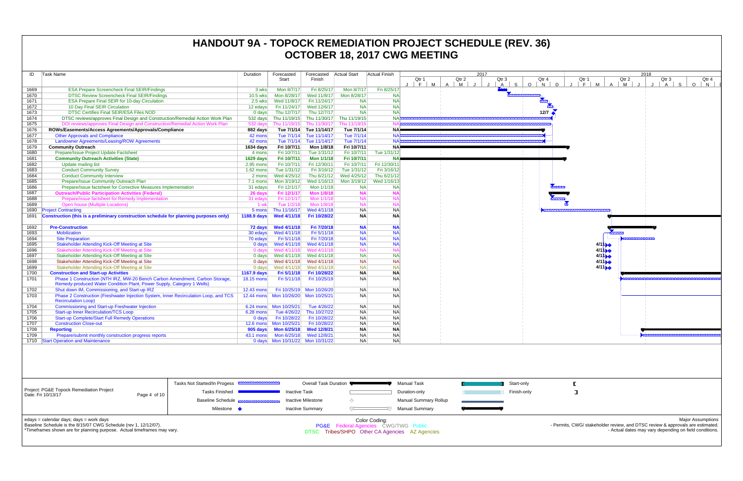# HANDOUT 9A - TOPOCK REMEDIATION PROJECT SCHEDULE (REV. 36)
# OCTOBER 18, 2017 CWG MEETING

| ID | Task Name | Duration | Forecasted Start | Forecasted Finish | Actual Start | Actual Finish |
|---|---|---|---|---|---|---|
| 1669 | ESA Prepare Screencheck Final SEIR/Findings | 3 wks | Mon 8/7/17 | Fri 8/25/17 | Mon 8/7/17 | Fri 8/25/17 |
| 1670 | DTSC Review Screencheck Final SEIR/Findings | 10.5 wks | Mon 8/28/17 | Wed 11/8/17 | Mon 8/28/17 | NA |
| 1671 | ESA Prepare Final SEIR for 10-day Circulation | 2.5 wks | Wed 11/8/17 | Fri 11/24/17 | NA | NA |
| 1672 | 10 Day Final SEIR Circulation | 12 edays | Fri 11/24/17 | Wed 12/6/17 | NA | NA |
| 1673 | DTSC Certifies Final SEIR/ESA Files NOD | 0 days | Thu 12/7/17 | Thu 12/7/17 | NA | NA |
| 1674 | DTSC reviews/approves Final Design and Construction/Remedial Action Work Plan | 532 days | Thu 11/19/15 | Thu 11/30/17 | Thu 11/19/15 | NA |
| 1675 | DOI reviews/approves Final Design and Construction/Remedial Action Work Plan | 532 days | Thu 11/19/15 | Thu 11/30/17 | Thu 11/19/15 | NA |
| 1676 | **ROWs/Easements/Access Agreements/Approvals/Compliance** | **882 days** | **Tue 7/1/14** | **Tue 11/14/17** | **Tue 7/1/14** | **NA** |
| 1677 | Other Approvals and Compliance | 42 mons | Tue 7/1/14 | Tue 11/14/17 | Tue 7/1/14 | NA |
| 1678 | Landowner Agreements/Leasing/ROW Agreements | 42 mons | Tue 7/1/14 | Tue 11/14/17 | Tue 7/1/14 | NA |
| 1679 | **Community Outreach** | **1634 days** | **Fri 10/7/11** | **Mon 1/8/18** | **Fri 10/7/11** | **NA** |
| 1680 | Prepare/Issue Project Update Factsheet | 4 mons | Fri 10/7/11 | Tue 1/31/12 | Fri 10/7/11 | Tue 1/31/12 |
| 1681 | **Community Outreach Activities (State)** | **1629 days** | **Fri 10/7/11** | **Mon 1/1/18** | **Fri 10/7/11** | **NA** |
| 1682 | Update mailing list | 2.95 mons | Fri 10/7/11 | Fri 12/30/11 | Fri 10/7/11 | Fri 12/30/11 |
| 1683 | Conduct Community Survey | 1.62 mons | Tue 1/31/12 | Fri 3/16/12 | Tue 1/31/12 | Fri 3/16/12 |
| 1684 | Conduct Community Interview | 2 mons | Wed 4/25/12 | Thu 6/21/12 | Wed 4/25/12 | Thu 6/21/12 |
| 1685 | Prepare/Issue Community Outreach Plan | 7.1 mons | Mon 3/19/12 | Wed 1/16/13 | Mon 3/19/12 | Wed 1/16/13 |
| 1686 | Prepare/Issue factsheet for Corrective Measures Implementation | 31 edays | Fri 12/1/17 | Mon 1/1/18 | NA | NA |
| 1687 | **Outreach/Public Participation Activities (Federal)** | **26 days** | **Fri 12/1/17** | **Mon 1/8/18** | **NA** | **NA** |
| 1688 | Prepare/issue factsheet for Remedy Implementation | 31 edays | Fri 12/1/17 | Mon 1/1/18 | NA | NA |
| 1689 | Open house (Multiple Locations) | 1 wk | Tue 1/2/18 | Mon 1/8/18 | NA | NA |
| 1690 | Project Contracting | 5 mons | Thu 11/16/17 | Wed 4/11/18 | NA | NA |
| 1691 | **Construction (this is a preliminary construction schedule for planning purposes only)** | **1188.9 days** | **Wed 4/11/18** | **Fri 10/28/22** | **NA** | **NA** |
| 1692 | **Pre-Construction** | **72 days** | **Wed 4/11/18** | **Fri 7/20/18** | **NA** | **NA** |
| 1693 | Mobilization | 30 edays | Wed 4/11/18 | Fri 5/11/18 | NA | NA |
| 1694 | Site Preparation | 70 edays | Fri 5/11/18 | Fri 7/20/18 | NA | NA |
| 1695 | Stakeholder Attending Kick-Off Meeting at Site | 0 days | Wed 4/11/18 | Wed 4/11/18 | NA | NA |
| 1696 | Stakeholder Attending Kick-Off Meeting at Site | 0 days | Wed 4/11/18 | Wed 4/11/18 | NA | NA |
| 1697 | Stakeholder Attending Kick-Off Meeting at Site | 0 days | Wed 4/11/18 | Wed 4/11/18 | NA | NA |
| 1698 | Stakeholder Attending Kick-Off Meeting at Site | 0 days | Wed 4/11/18 | Wed 4/11/18 | NA | NA |
| 1699 | Stakeholder Attending Kick-Off Meeting at Site | 0 days | Wed 4/11/18 | Wed 4/11/18 | NA | NA |
| 1700 | **Construction and Start-up Activities** | **1167.9 days** | **Fri 5/11/18** | **Fri 10/28/22** | **NA** | **NA** |
| 1701 | Phase 1 Construction (NTH IRZ, MW-20 Bench Carbon Amendment, Carbon Storage, Remedy-produced Water Condition Plant, Power Supply, Category 1 Wells) | 18.15 mons | Fri 5/11/18 | Fri 10/25/19 | NA | NA |
| 1702 | Shut down IM, Commissioning, and Start-up IRZ | 12.43 mons | Fri 10/25/19 | Mon 10/26/20 | NA | NA |
| 1703 | Phase 2 Construction (Freshwater Injection System, Inner Recirculation Loop, and TCS Recirculation Loop) | 12.44 mons | Mon 10/26/20 | Mon 10/25/21 | NA | NA |
| 1704 | Commissioning and Start-up Freshwater Injection | 6.24 mons | Mon 10/25/21 | Tue 4/26/22 | NA | NA |
| 1705 | Start-up Inner Recirculation/TCS Loop | 6.28 mons | Tue 4/26/22 | Thu 10/27/22 | NA | NA |
| 1706 | Start-up Complete/Start Full Remedy Operations | 0 days | Fri 10/28/22 | Fri 10/28/22 | NA | NA |
| 1707 | Construction Close-out | 12.6 mons | Mon 10/25/21 | Fri 10/28/22 | NA | NA |
| 1708 | **Reporting** | **905 days** | **Mon 6/25/18** | **Wed 12/8/21** | **NA** | **NA** |
| 1709 | Prepare/submit monthly construction progress reports | 43.1 mons | Mon 6/25/18 | Wed 12/8/21 | NA | NA |
| 1710 | Start Operation and Maintenance | 0 days | Mon 10/31/22 | Mon 10/31/22 | NA | NA |

Project: PG&E Topock Remediation Project
Date: Fri 10/13/17

Legend: Tasks Not Started/In Progess; Tasks Finished; Baseline Schedule; Milestone; Overall Task Duration; Inactive Task; Inactive Milestone; Inactive Summary; Manual Task; Duration-only; Manual Summary Rollup; Manual Summary; Start-only; Finish-only

edays = calendar days; days = work days
Baseline Schedule is the 8/15/07 CWG Schedule (rev 1, 12/12/07).
*Timeframes shown are for planning purpose. Actual timeframes may vary.

Color Coding:
PG&E Federal Agencies CWG/TWG Public
DTSC Tribes/SHPO Other CA Agencies AZ Agencies

Major Assumptions
- Permits, CWG/ stakeholder review, and DTSC review & approvals are estimated.
- Actual dates may vary depending on field conditions.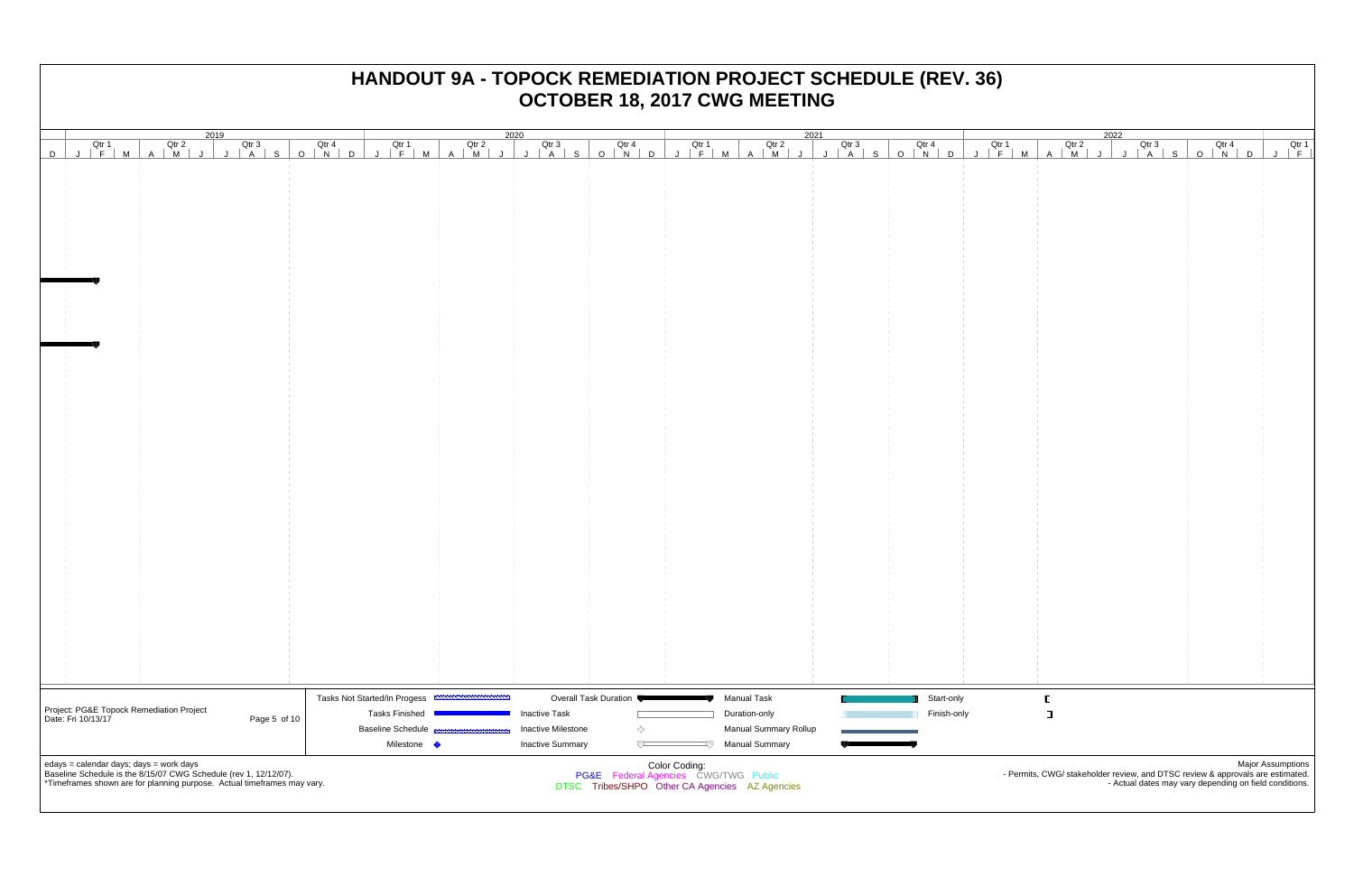# HANDOUT 9A - TOPOCK REMEDIATION PROJECT SCHEDULE (REV. 36)
# OCTOBER 18, 2017 CWG MEETING

| | 2019 | | | | 2020 | | | | 2021 | | | | 2022 | | | | |
|---|---|---|---|---|---|---|---|---|---|---|---|---|---|---|---|---|---|
| | Qtr 1 | Qtr 2 | Qtr 3 | Qtr 4 | Qtr 1 | Qtr 2 | Qtr 3 | Qtr 4 | Qtr 1 | Qtr 2 | Qtr 3 | Qtr 4 | Qtr 1 | Qtr 2 | Qtr 3 | Qtr 4 | Qtr 1 |
| D | J F M | A M J | J A S | O N D | J F M | A M J | J A S | O N D | J F M | A M J | J A S | O N D | J F M | A M J | J A S | O N D | J F |

Project: PG&E Topock Remediation Project
Date: Fri 10/13/17

**Legend:**

- Tasks Not Started/In Progess
- Tasks Finished
- Baseline Schedule
- Milestone
- Overall Task Duration
- Inactive Task
- Inactive Milestone
- Inactive Summary
- Manual Task
- Duration-only
- Manual Summary Rollup
- Manual Summary
- Start-only
- Finish-only

edays = calendar days; days = work days
Baseline Schedule is the 8/15/07 CWG Schedule (rev 1, 12/12/07).
*Timeframes shown are for planning purpose. Actual timeframes may vary.

Color Coding:
PG&E Federal Agencies CWG/TWG Public
DTSC Tribes/SHPO Other CA Agencies AZ Agencies

Major Assumptions
- Permits, CWG/ stakeholder review, and DTSC review & approvals are estimated.
- Actual dates may vary depending on field conditions.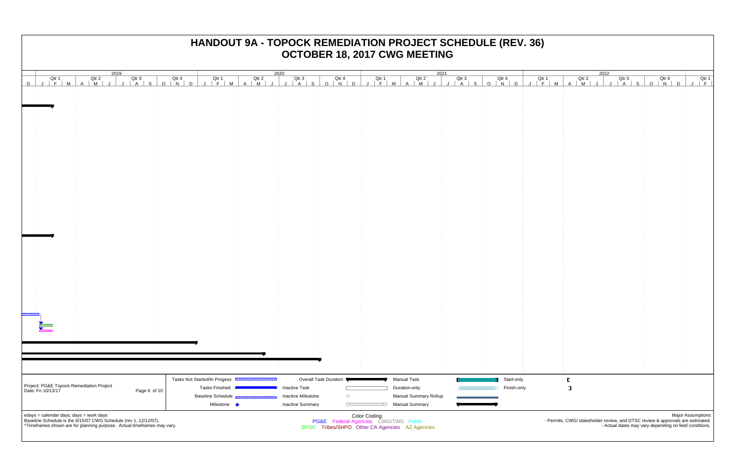# HANDOUT 9A - TOPOCK REMEDIATION PROJECT SCHEDULE (REV. 36)
## OCTOBER 18, 2017 CWG MEETING

| | 2019 | | | | 2020 | | | | 2021 | | | | 2022 | | | | |
|---|---|---|---|---|---|---|---|---|---|---|---|---|---|---|---|---|---|
| | Qtr 1 | Qtr 2 | Qtr 3 | Qtr 4 | Qtr 1 | Qtr 2 | Qtr 3 | Qtr 4 | Qtr 1 | Qtr 2 | Qtr 3 | Qtr 4 | Qtr 1 | Qtr 2 | Qtr 3 | Qtr 4 | Qtr 1 |
| D | J F M | A M J | J A S | O N D | J F M | A M J | J A S | O N D | J F M | A M J | J A S | O N D | J F M | A M J | J A S | O N D | J F |

Project: PG&E Topock Remediation Project
Date: Fri 10/13/17

Page 6 of 10

| Legend | | | | | |
|---|---|---|---|---|---|
| Tasks Not Started/In Progess | Overall Task Duration | Manual Task | Start-only | | |
| Tasks Finished | Inactive Task | Duration-only | Finish-only | | |
| Baseline Schedule | Inactive Milestone | Manual Summary Rollup | | | |
| Milestone | Inactive Summary | Manual Summary | | | |

edays = calendar days; days = work days
Baseline Schedule is the 8/15/07 CWG Schedule (rev 1, 12/12/07).
*Timeframes shown are for planning purpose. Actual timeframes may vary.

Color Coding:
PG&E Federal Agencies CWG/TWG Public
DTSC Tribes/SHPO Other CA Agencies AZ Agencies

Major Assumptions
- Permits, CWG/ stakeholder review, and DTSC review & approvals are estimated.
- Actual dates may vary depending on field conditions.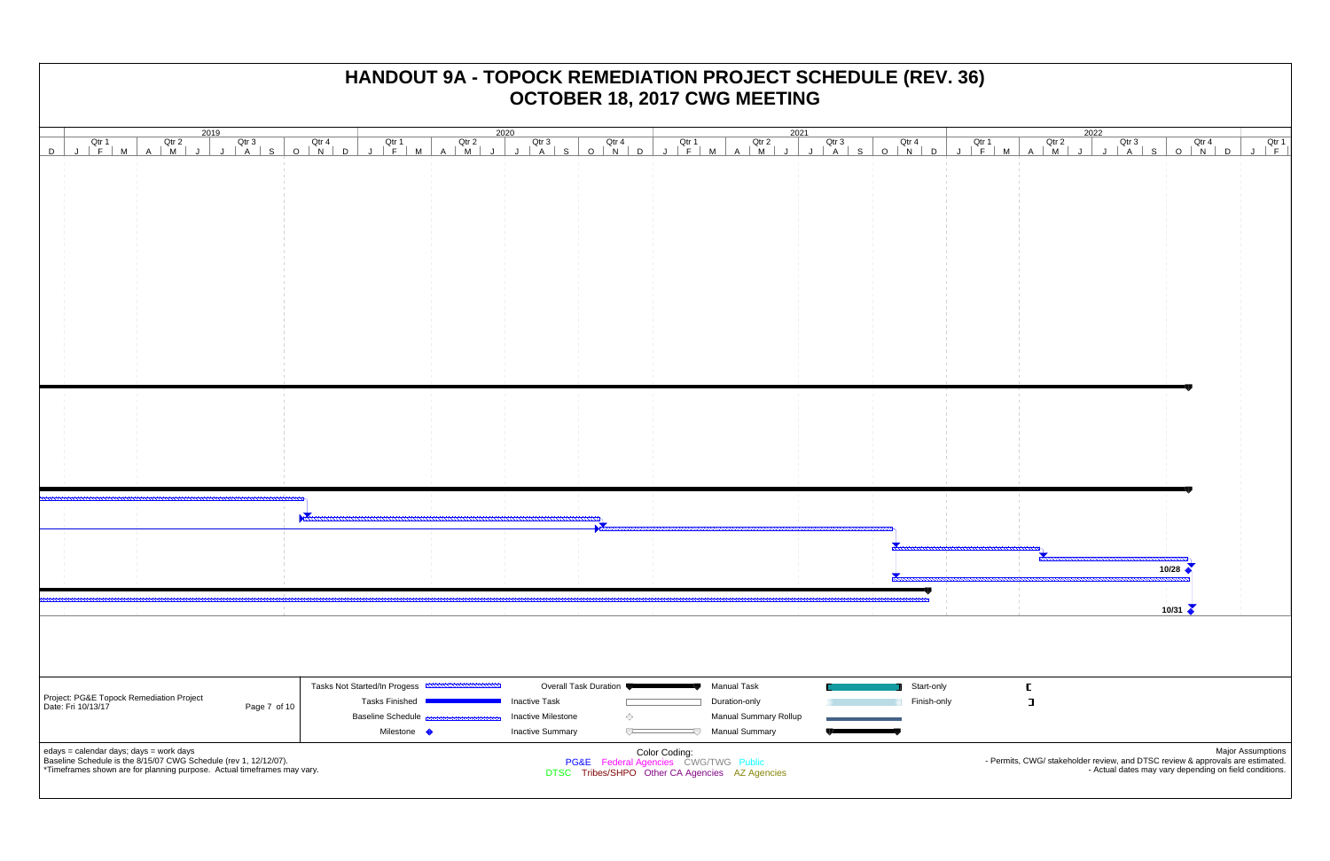# HANDOUT 9A - TOPOCK REMEDIATION PROJECT SCHEDULE (REV. 36)
# OCTOBER 18, 2017 CWG MEETING

2019 2020 2021 2022

Qtr 1 Qtr 2 Qtr 3 Qtr 4 Qtr 1 Qtr 2 Qtr 3 Qtr 4 Qtr 1 Qtr 2 Qtr 3 Qtr 4 Qtr 1 Qtr 2 Qtr 3 Qtr 4 Qtr 1

D J F M A M J J A S O N D J F M A M J J A S O N D J F M A M J J A S O N D J F M A M J J A S O N D J F

10/28

10/31

Project: PG&E Topock Remediation Project
Date: Fri 10/13/17

| | | | | | | | |
|---|---|---|---|---|---|---|---|
| Tasks Not Started/In Progess | | Overall Task Duration | | Manual Task | | Start-only | [ |
| Tasks Finished | | Inactive Task | | Duration-only | | Finish-only | ] |
| Baseline Schedule | | Inactive Milestone | | Manual Summary Rollup | | | |
| Milestone | ◆ | Inactive Summary | | Manual Summary | | | |

edays = calendar days; days = work days
Baseline Schedule is the 8/15/07 CWG Schedule (rev 1, 12/12/07).
*Timeframes shown are for planning purpose. Actual timeframes may vary.

Color Coding:
PG&E Federal Agencies CWG/TWG Public
DTSC Tribes/SHPO Other CA Agencies AZ Agencies

Major Assumptions
- Permits, CWG/ stakeholder review, and DTSC review & approvals are estimated.
- Actual dates may vary depending on field conditions.